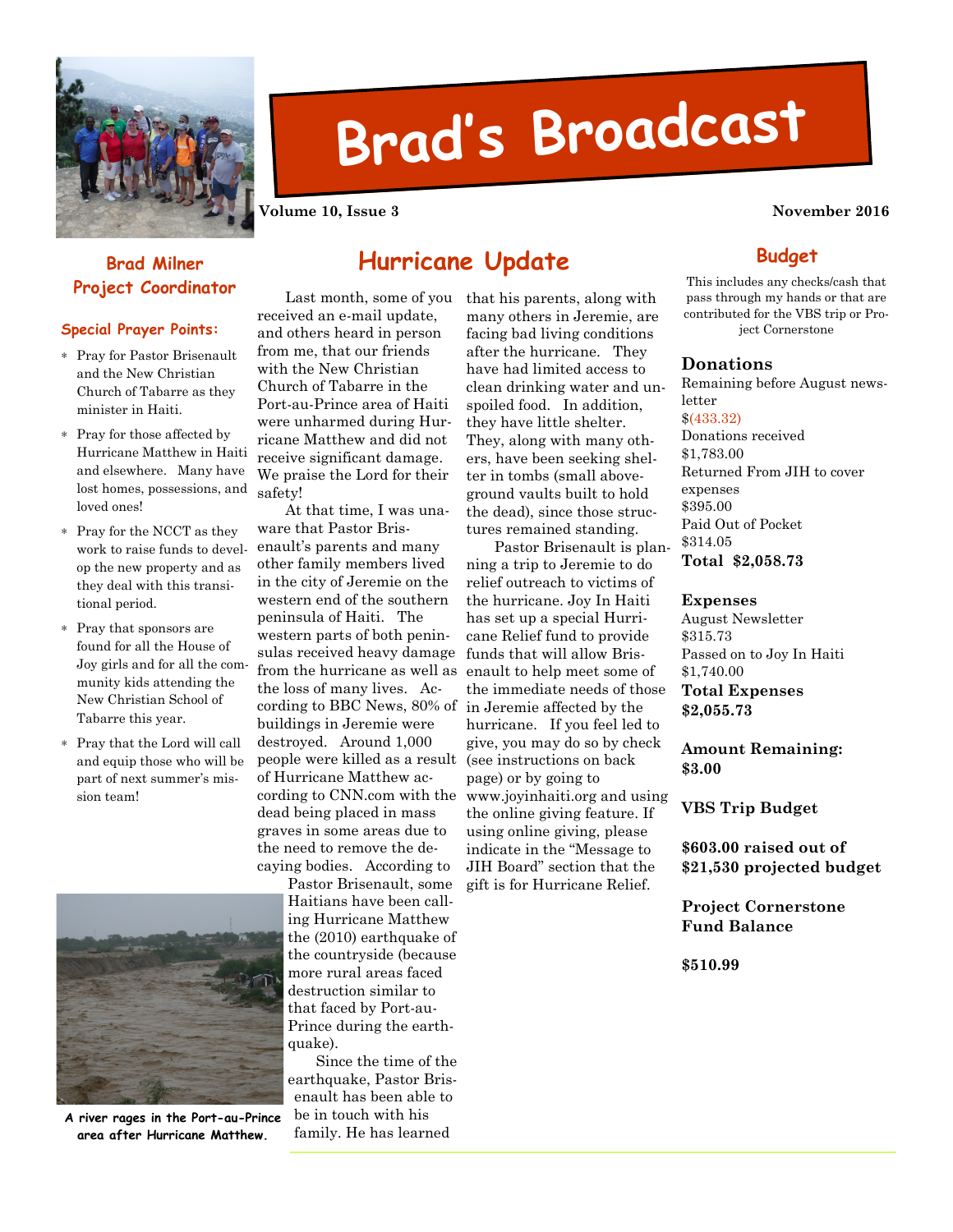# Brad's Broadcast

**Volume 10, Issue 3** **November 2016**

### Brad Milner
### Project Coordinator

#### Special Prayer Points:

- Pray for Pastor Brisenault and the New Christian Church of Tabarre as they minister in Haiti.
- Pray for those affected by Hurricane Matthew in Haiti and elsewhere. Many have lost homes, possessions, and loved ones!
- Pray for the NCCT as they work to raise funds to develop the new property and as they deal with this transitional period.
- Pray that sponsors are found for all the House of Joy girls and for all the community kids attending the New Christian School of Tabarre this year.
- Pray that the Lord will call and equip those who will be part of next summer's mission team!

## Hurricane Update

Last month, some of you received an e-mail update, and others heard in person from me, that our friends with the New Christian Church of Tabarre in the Port-au-Prince area of Haiti were unharmed during Hurricane Matthew and did not receive significant damage. We praise the Lord for their safety!

At that time, I was unaware that Pastor Brisenault's parents and many other family members lived in the city of Jeremie on the western end of the southern peninsula of Haiti. The western parts of both peninsulas received heavy damage from the hurricane as well as the loss of many lives. According to BBC News, 80% of buildings in Jeremie were destroyed. Around 1,000 people were killed as a result of Hurricane Matthew according to CNN.com with the dead being placed in mass graves in some areas due to the need to remove the decaying bodies. According to Pastor Brisenault, some Haitians have been calling Hurricane Matthew the (2010) earthquake of the countryside (because more rural areas faced destruction similar to that faced by Port-au-Prince during the earthquake).

Since the time of the earthquake, Pastor Brisenault has been able to be in touch with his family. He has learned that his parents, along with many others in Jeremie, are facing bad living conditions after the hurricane. They have had limited access to clean drinking water and unspoiled food. In addition, they have little shelter. They, along with many others, have been seeking shelter in tombs (small above-ground vaults built to hold the dead), since those structures remained standing.

Pastor Brisenault is planning a trip to Jeremie to do relief outreach to victims of the hurricane. Joy In Haiti has set up a special Hurricane Relief fund to provide funds that will allow Brisenault to help meet some of the immediate needs of those in Jeremie affected by the hurricane. If you feel led to give, you may do so by check (see instructions on back page) or by going to www.joyinhaiti.org and using the online giving feature. If using online giving, please indicate in the "Message to JIH Board" section that the gift is for Hurricane Relief.

**A river rages in the Port-au-Prince area after Hurricane Matthew.**

## Budget

This includes any checks/cash that pass through my hands or that are contributed for the VBS trip or Project Cornerstone

**Donations**

Remaining before August newsletter
$(433.32)
Donations received
$1,783.00
Returned From JIH to cover expenses
$395.00
Paid Out of Pocket
$314.05
**Total $2,058.73**

**Expenses**

August Newsletter
$315.73
Passed on to Joy In Haiti
$1,740.00
**Total Expenses**
**$2,055.73**

**Amount Remaining:**
**$3.00**

**VBS Trip Budget**

**$603.00 raised out of $21,530 projected budget**

**Project Cornerstone Fund Balance**

**$510.99**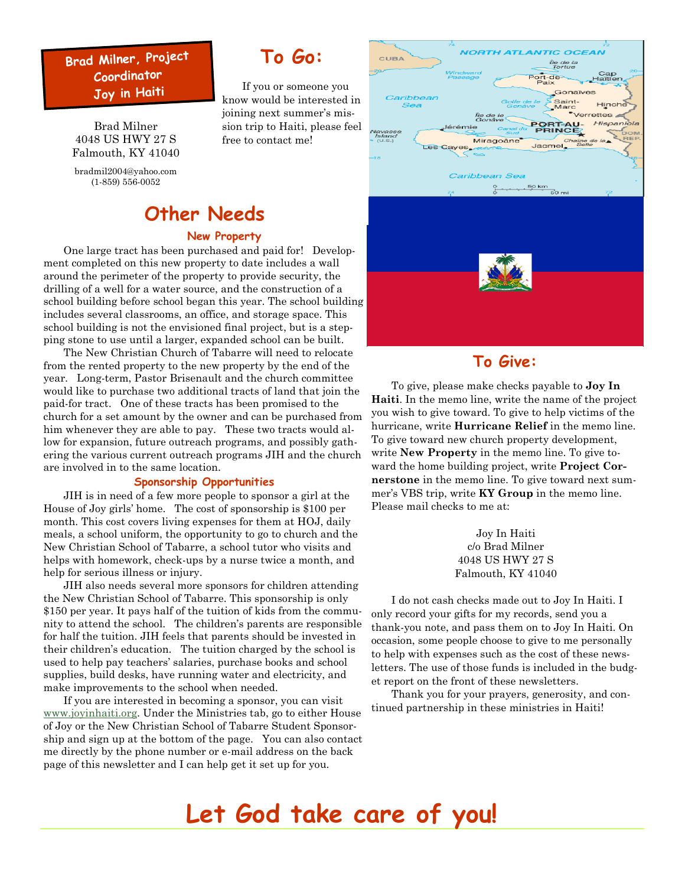**Brad Milner, Project Coordinator**
**Joy in Haiti**

Brad Milner
4048 US HWY 27 S
Falmouth, KY 41040

bradmil2004@yahoo.com
(1-859) 556-0052

## To Go:

If you or someone you know would be interested in joining next summer's mission trip to Haiti, please feel free to contact me!

## Other Needs

### New Property

One large tract has been purchased and paid for! Development completed on this new property to date includes a wall around the perimeter of the property to provide security, the drilling of a well for a water source, and the construction of a school building before school began this year. The school building includes several classrooms, an office, and storage space. This school building is not the envisioned final project, but is a stepping stone to use until a larger, expanded school can be built.

The New Christian Church of Tabarre will need to relocate from the rented property to the new property by the end of the year. Long-term, Pastor Brisenault and the church committee would like to purchase two additional tracts of land that join the paid-for tract. One of these tracts has been promised to the church for a set amount by the owner and can be purchased from him whenever they are able to pay. These two tracts would allow for expansion, future outreach programs, and possibly gathering the various current outreach programs JIH and the church are involved in to the same location.

### Sponsorship Opportunities

JIH is in need of a few more people to sponsor a girl at the House of Joy girls' home. The cost of sponsorship is $100 per month. This cost covers living expenses for them at HOJ, daily meals, a school uniform, the opportunity to go to church and the New Christian School of Tabarre, a school tutor who visits and helps with homework, check-ups by a nurse twice a month, and help for serious illness or injury.

JIH also needs several more sponsors for children attending the New Christian School of Tabarre. This sponsorship is only $150 per year. It pays half of the tuition of kids from the community to attend the school. The children's parents are responsible for half the tuition. JIH feels that parents should be invested in their children's education. The tuition charged by the school is used to help pay teachers' salaries, purchase books and school supplies, build desks, have running water and electricity, and make improvements to the school when needed.

If you are interested in becoming a sponsor, you can visit www.joyinhaiti.org. Under the Ministries tab, go to either House of Joy or the New Christian School of Tabarre Student Sponsorship and sign up at the bottom of the page. You can also contact me directly by the phone number or e-mail address on the back page of this newsletter and I can help get it set up for you.

NORTH ATLANTIC OCEAN
CUBA
Île de la Tortue
Windward Passage
Port-de-Paix
Cap Haïtien
Caribbean Sea
Gonaïves
Golfe de la Gonâve
Saint-Marc
Hinche
Île de la Gonâve
Verrettes
Hispaniola
Navassa Island (U.S.)
Jérémie
Canal du Sud
PORT-AU-PRINCE
DOM. REP.
Les Cayes
Miragoâne
Jacmel
Chaîne de la Selle
Caribbean Sea
50 km
50 mi

## To Give:

To give, please make checks payable to **Joy In Haiti**. In the memo line, write the name of the project you wish to give toward. To give to help victims of the hurricane, write **Hurricane Relief** in the memo line. To give toward new church property development, write **New Property** in the memo line. To give toward the home building project, write **Project Cornerstone** in the memo line. To give toward next summer's VBS trip, write **KY Group** in the memo line. Please mail checks to me at:

Joy In Haiti
c/o Brad Milner
4048 US HWY 27 S
Falmouth, KY 41040

I do not cash checks made out to Joy In Haiti. I only record your gifts for my records, send you a thank-you note, and pass them on to Joy In Haiti. On occasion, some people choose to give to me personally to help with expenses such as the cost of these newsletters. The use of those funds is included in the budget report on the front of these newsletters.

Thank you for your prayers, generosity, and continued partnership in these ministries in Haiti!

# Let God take care of you!